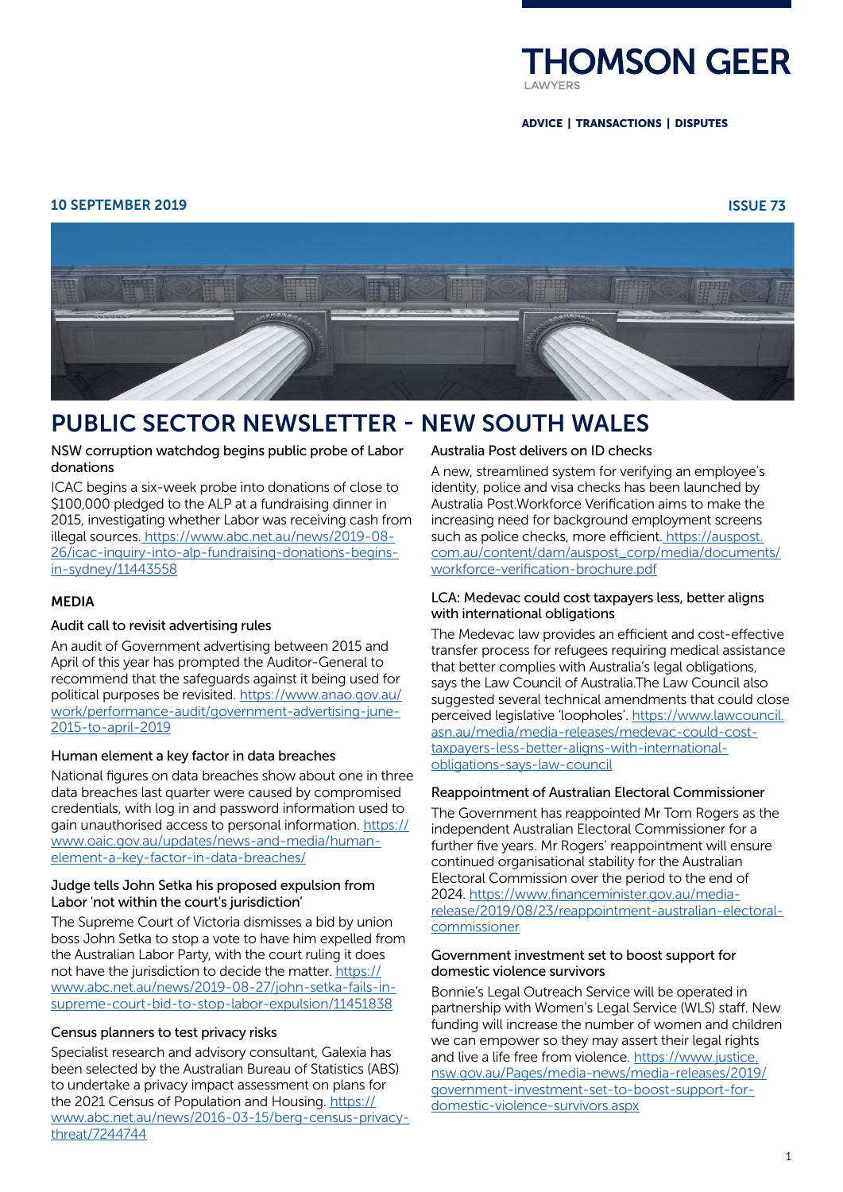# THOMSON GEER

LAWYERS

**ADVICE | TRANSACTIONS | DISPUTES**

**10 SEPTEMBER 2019** **ISSUE 73**

# PUBLIC SECTOR NEWSLETTER - NEW SOUTH WALES

### NSW corruption watchdog begins public probe of Labor donations

ICAC begins a six-week probe into donations of close to $100,000 pledged to the ALP at a fundraising dinner in 2015, investigating whether Labor was receiving cash from illegal sources. https://www.abc.net.au/news/2019-08-26/icac-inquiry-into-alp-fundraising-donations-begins-in-sydney/11443558

## MEDIA

### Audit call to revisit advertising rules

An audit of Government advertising between 2015 and April of this year has prompted the Auditor-General to recommend that the safeguards against it being used for political purposes be revisited. https://www.anao.gov.au/work/performance-audit/government-advertising-june-2015-to-april-2019

### Human element a key factor in data breaches

National figures on data breaches show about one in three data breaches last quarter were caused by compromised credentials, with log in and password information used to gain unauthorised access to personal information. https://www.oaic.gov.au/updates/news-and-media/human-element-a-key-factor-in-data-breaches/

### Judge tells John Setka his proposed expulsion from Labor 'not within the court's jurisdiction'

The Supreme Court of Victoria dismisses a bid by union boss John Setka to stop a vote to have him expelled from the Australian Labor Party, with the court ruling it does not have the jurisdiction to decide the matter. https://www.abc.net.au/news/2019-08-27/john-setka-fails-in-supreme-court-bid-to-stop-labor-expulsion/11451838

### Census planners to test privacy risks

Specialist research and advisory consultant, Galexia has been selected by the Australian Bureau of Statistics (ABS) to undertake a privacy impact assessment on plans for the 2021 Census of Population and Housing. https://www.abc.net.au/news/2016-03-15/berg-census-privacy-threat/7244744

### Australia Post delivers on ID checks

A new, streamlined system for verifying an employee's identity, police and visa checks has been launched by Australia Post.Workforce Verification aims to make the increasing need for background employment screens such as police checks, more efficient. https://auspost.com.au/content/dam/auspost_corp/media/documents/workforce-verification-brochure.pdf

### LCA: Medevac could cost taxpayers less, better aligns with international obligations

The Medevac law provides an efficient and cost-effective transfer process for refugees requiring medical assistance that better complies with Australia's legal obligations, says the Law Council of Australia.The Law Council also suggested several technical amendments that could close perceived legislative 'loopholes'. https://www.lawcouncil.asn.au/media/media-releases/medevac-could-cost-taxpayers-less-better-aligns-with-international-obligations-says-law-council

### Reappointment of Australian Electoral Commissioner

The Government has reappointed Mr Tom Rogers as the independent Australian Electoral Commissioner for a further five years. Mr Rogers' reappointment will ensure continued organisational stability for the Australian Electoral Commission over the period to the end of 2024. https://www.financeminister.gov.au/media-release/2019/08/23/reappointment-australian-electoral-commissioner

### Government investment set to boost support for domestic violence survivors

Bonnie's Legal Outreach Service will be operated in partnership with Women's Legal Service (WLS) staff. New funding will increase the number of women and children we can empower so they may assert their legal rights and live a life free from violence. https://www.justice.nsw.gov.au/Pages/media-news/media-releases/2019/government-investment-set-to-boost-support-for-domestic-violence-survivors.aspx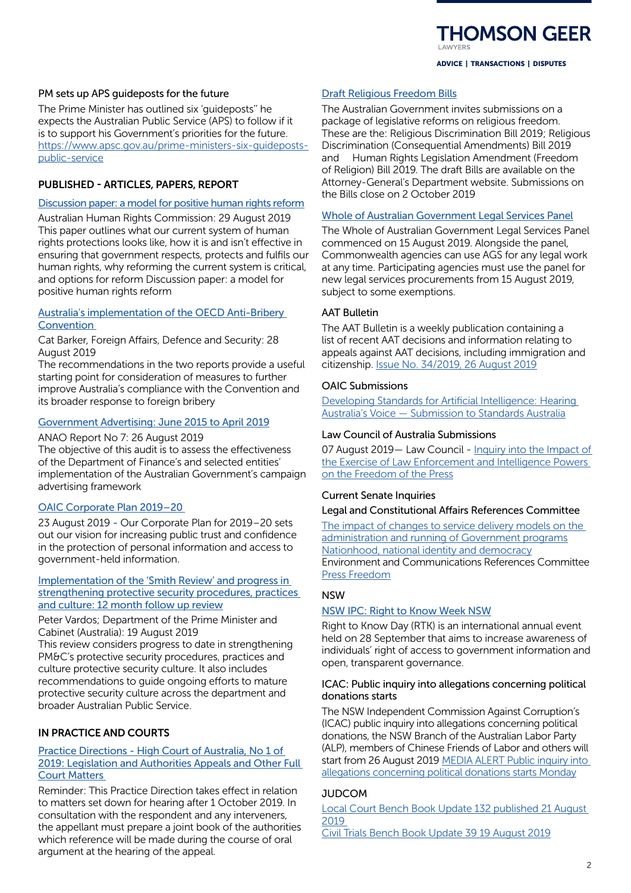PM sets up APS guideposts for the future

The Prime Minister has outlined six 'guideposts'' he expects the Australian Public Service (APS) to follow if it is to support his Government's priorities for the future. https://www.apsc.gov.au/prime-ministers-six-guideposts-public-service

## PUBLISHED - ARTICLES, PAPERS, REPORT

[Discussion paper: a model for positive human rights reform]

Australian Human Rights Commission: 29 August 2019
This paper outlines what our current system of human rights protections looks like, how it is and isn't effective in ensuring that government respects, protects and fulfils our human rights, why reforming the current system is critical, and options for reform Discussion paper: a model for positive human rights reform

[Australia's implementation of the OECD Anti-Bribery Convention]

Cat Barker, Foreign Affairs, Defence and Security: 28 August 2019
The recommendations in the two reports provide a useful starting point for consideration of measures to further improve Australia's compliance with the Convention and its broader response to foreign bribery

[Government Advertising: June 2015 to April 2019]

ANAO Report No 7: 26 August 2019
The objective of this audit is to assess the effectiveness of the Department of Finance's and selected entities' implementation of the Australian Government's campaign advertising framework

[OAIC Corporate Plan 2019–20]

23 August 2019 - Our Corporate Plan for 2019–20 sets out our vision for increasing public trust and confidence in the protection of personal information and access to government-held information.

[Implementation of the 'Smith Review' and progress in strengthening protective security procedures, practices and culture: 12 month follow up review]

Peter Vardos; Department of the Prime Minister and Cabinet (Australia): 19 August 2019
This review considers progress to date in strengthening PM&C's protective security procedures, practices and culture protective security culture. It also includes recommendations to guide ongoing efforts to mature protective security culture across the department and broader Australian Public Service.

## IN PRACTICE AND COURTS

[Practice Directions - High Court of Australia, No 1 of 2019: Legislation and Authorities Appeals and Other Full Court Matters]

Reminder: This Practice Direction takes effect in relation to matters set down for hearing after 1 October 2019. In consultation with the respondent and any interveners, the appellant must prepare a joint book of the authorities which reference will be made during the course of oral argument at the hearing of the appeal.

[Draft Religious Freedom Bills]

The Australian Government invites submissions on a package of legislative reforms on religious freedom. These are the: Religious Discrimination Bill 2019; Religious Discrimination (Consequential Amendments) Bill 2019 and Human Rights Legislation Amendment (Freedom of Religion) Bill 2019. The draft Bills are available on the Attorney-General's Department website. Submissions on the Bills close on 2 October 2019

[Whole of Australian Government Legal Services Panel]

The Whole of Australian Government Legal Services Panel commenced on 15 August 2019. Alongside the panel, Commonwealth agencies can use AGS for any legal work at any time. Participating agencies must use the panel for new legal services procurements from 15 August 2019, subject to some exemptions.

AAT Bulletin

The AAT Bulletin is a weekly publication containing a list of recent AAT decisions and information relating to appeals against AAT decisions, including immigration and citizenship. [Issue No. 34/2019, 26 August 2019]

OAIC Submissions

[Developing Standards for Artificial Intelligence: Hearing Australia's Voice — Submission to Standards Australia]

Law Council of Australia Submissions

07 August 2019— Law Council - [Inquiry into the Impact of the Exercise of Law Enforcement and Intelligence Powers on the Freedom of the Press]

Current Senate Inquiries

Legal and Constitutional Affairs References Committee

[The impact of changes to service delivery models on the administration and running of Government programs]
[Nationhood, national identity and democracy]
Environment and Communications References Committee
[Press Freedom]

NSW

[NSW IPC: Right to Know Week NSW]

Right to Know Day (RTK) is an international annual event held on 28 September that aims to increase awareness of individuals' right of access to government information and open, transparent governance.

ICAC: Public inquiry into allegations concerning political donations starts

The NSW Independent Commission Against Corruption's (ICAC) public inquiry into allegations concerning political donations, the NSW Branch of the Australian Labor Party (ALP), members of Chinese Friends of Labor and others will start from 26 August 2019 [MEDIA ALERT Public inquiry into allegations concerning political donations starts Monday]

JUDCOM

[Local Court Bench Book Update 132 published 21 August 2019]
[Civil Trials Bench Book Update 39 19 August 2019]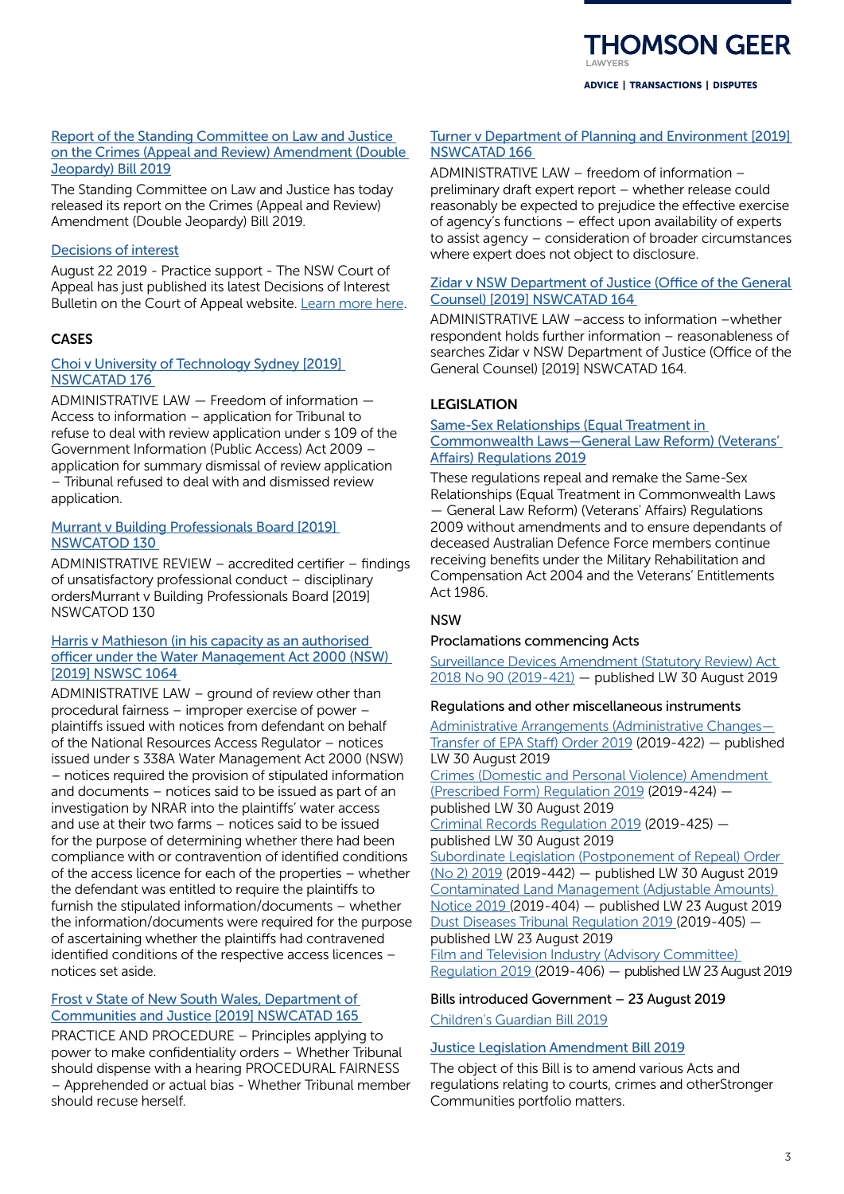[Report of the Standing Committee on Law and Justice on the Crimes (Appeal and Review) Amendment (Double Jeopardy) Bill 2019]

The Standing Committee on Law and Justice has today released its report on the Crimes (Appeal and Review) Amendment (Double Jeopardy) Bill 2019.

[Decisions of interest]

August 22 2019 - Practice support - The NSW Court of Appeal has just published its latest Decisions of Interest Bulletin on the Court of Appeal website. [Learn more here].

### CASES

[Choi v University of Technology Sydney [2019] NSWCATAD 176]

ADMINISTRATIVE LAW — Freedom of information — Access to information – application for Tribunal to refuse to deal with review application under s 109 of the Government Information (Public Access) Act 2009 – application for summary dismissal of review application – Tribunal refused to deal with and dismissed review application.

[Murrant v Building Professionals Board [2019] NSWCATOD 130]

ADMINISTRATIVE REVIEW – accredited certifier – findings of unsatisfactory professional conduct – disciplinary ordersMurrant v Building Professionals Board [2019] NSWCATOD 130

[Harris v Mathieson (in his capacity as an authorised officer under the Water Management Act 2000 (NSW) [2019] NSWSC 1064]

ADMINISTRATIVE LAW – ground of review other than procedural fairness – improper exercise of power – plaintiffs issued with notices from defendant on behalf of the National Resources Access Regulator – notices issued under s 338A Water Management Act 2000 (NSW) – notices required the provision of stipulated information and documents – notices said to be issued as part of an investigation by NRAR into the plaintiffs' water access and use at their two farms – notices said to be issued for the purpose of determining whether there had been compliance with or contravention of identified conditions of the access licence for each of the properties – whether the defendant was entitled to require the plaintiffs to furnish the stipulated information/documents – whether the information/documents were required for the purpose of ascertaining whether the plaintiffs had contravened identified conditions of the respective access licences – notices set aside.

[Frost v State of New South Wales, Department of Communities and Justice [2019] NSWCATAD 165]

PRACTICE AND PROCEDURE – Principles applying to power to make confidentiality orders – Whether Tribunal should dispense with a hearing PROCEDURAL FAIRNESS – Apprehended or actual bias - Whether Tribunal member should recuse herself.

[Turner v Department of Planning and Environment [2019] NSWCATAD 166]

ADMINISTRATIVE LAW – freedom of information – preliminary draft expert report – whether release could reasonably be expected to prejudice the effective exercise of agency's functions – effect upon availability of experts to assist agency – consideration of broader circumstances where expert does not object to disclosure.

[Zidar v NSW Department of Justice (Office of the General Counsel) [2019] NSWCATAD 164]

ADMINISTRATIVE LAW –access to information –whether respondent holds further information – reasonableness of searches Zidar v NSW Department of Justice (Office of the General Counsel) [2019] NSWCATAD 164.

### LEGISLATION

[Same-Sex Relationships (Equal Treatment in Commonwealth Laws—General Law Reform) (Veterans' Affairs) Regulations 2019]

These regulations repeal and remake the Same-Sex Relationships (Equal Treatment in Commonwealth Laws — General Law Reform) (Veterans' Affairs) Regulations 2009 without amendments and to ensure dependants of deceased Australian Defence Force members continue receiving benefits under the Military Rehabilitation and Compensation Act 2004 and the Veterans' Entitlements Act 1986.

#### NSW

**Proclamations commencing Acts**

[Surveillance Devices Amendment (Statutory Review) Act 2018 No 90 (2019-421)] — published LW 30 August 2019

**Regulations and other miscellaneous instruments**

[Administrative Arrangements (Administrative Changes—Transfer of EPA Staff) Order 2019] (2019-422) — published LW 30 August 2019
[Crimes (Domestic and Personal Violence) Amendment (Prescribed Form) Regulation 2019] (2019-424) — published LW 30 August 2019
[Criminal Records Regulation 2019] (2019-425) — published LW 30 August 2019
[Subordinate Legislation (Postponement of Repeal) Order (No 2) 2019] (2019-442) — published LW 30 August 2019
[Contaminated Land Management (Adjustable Amounts) Notice 2019] (2019-404) — published LW 23 August 2019
[Dust Diseases Tribunal Regulation 2019] (2019-405) — published LW 23 August 2019
[Film and Television Industry (Advisory Committee) Regulation 2019] (2019-406) — published LW 23 August 2019

**Bills introduced Government – 23 August 2019**

[Children's Guardian Bill 2019]

[Justice Legislation Amendment Bill 2019]

The object of this Bill is to amend various Acts and regulations relating to courts, crimes and otherStronger Communities portfolio matters.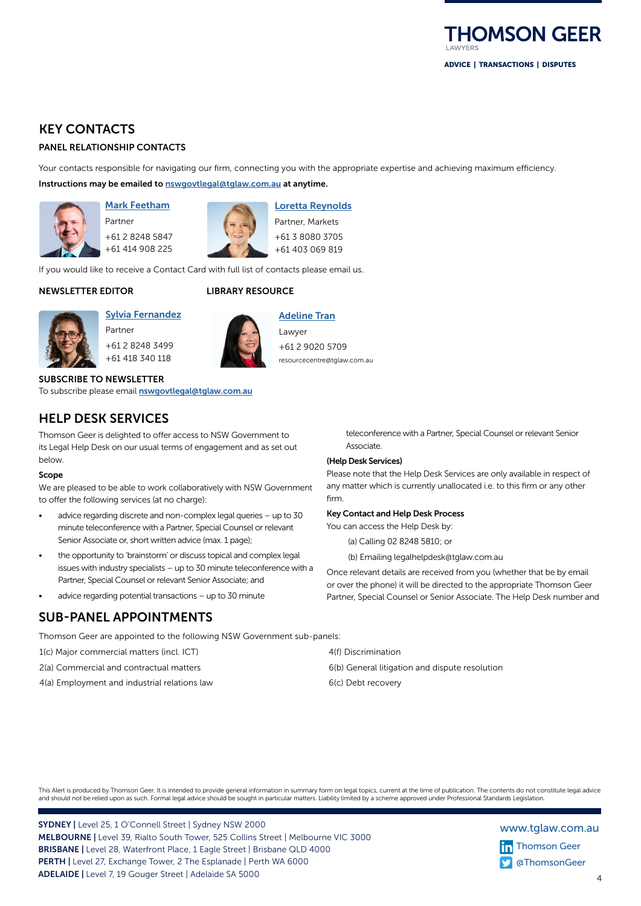# KEY CONTACTS

### PANEL RELATIONSHIP CONTACTS

Your contacts responsible for navigating our firm, connecting you with the appropriate expertise and achieving maximum efficiency.

**Instructions may be emailed to nswgovtlegal@tglaw.com.au at anytime.**

**Mark Feetham**
Partner
+61 2 8248 5847
+61 414 908 225

**Loretta Reynolds**
Partner, Markets
+61 3 8080 3705
+61 403 069 819

If you would like to receive a Contact Card with full list of contacts please email us.

### NEWSLETTER EDITOR

**Sylvia Fernandez**
Partner
+61 2 8248 3499
+61 418 340 118

### LIBRARY RESOURCE

**Adeline Tran**
Lawyer
+61 2 9020 5709
resourcecentre@tglaw.com.au

### SUBSCRIBE TO NEWSLETTER

To subscribe please email nswgovtlegal@tglaw.com.au

## HELP DESK SERVICES

Thomson Geer is delighted to offer access to NSW Government to its Legal Help Desk on our usual terms of engagement and as set out below.

**Scope**

We are pleased to be able to work collaboratively with NSW Government to offer the following services (at no charge):

- advice regarding discrete and non-complex legal queries – up to 30 minute teleconference with a Partner, Special Counsel or relevant Senior Associate or, short written advice (max. 1 page);
- the opportunity to 'brainstorm' or discuss topical and complex legal issues with industry specialists – up to 30 minute teleconference with a Partner, Special Counsel or relevant Senior Associate; and
- advice regarding potential transactions – up to 30 minute teleconference with a Partner, Special Counsel or relevant Senior Associate.

**(Help Desk Services)**

Please note that the Help Desk Services are only available in respect of any matter which is currently unallocated i.e. to this firm or any other firm.

**Key Contact and Help Desk Process**

You can access the Help Desk by:

(a) Calling 02 8248 5810; or

(b) Emailing legalhelpdesk@tglaw.com.au

Once relevant details are received from you (whether that be by email or over the phone) it will be directed to the appropriate Thomson Geer Partner, Special Counsel or Senior Associate. The Help Desk number and

## SUB-PANEL APPOINTMENTS

Thomson Geer are appointed to the following NSW Government sub-panels:

1(c) Major commercial matters (incl. ICT)

2(a) Commercial and contractual matters

4(a) Employment and industrial relations law

4(f) Discrimination

6(b) General litigation and dispute resolution

6(c) Debt recovery

This Alert is produced by Thomson Geer. It is intended to provide general information in summary form on legal topics, current at the time of publication. The contents do not constitute legal advice and should not be relied upon as such. Formal legal advice should be sought in particular matters. Liability limited by a scheme approved under Professional Standards Legislation.

**SYDNEY |** Level 25, 1 O'Connell Street | Sydney NSW 2000
**MELBOURNE |** Level 39, Rialto South Tower, 525 Collins Street | Melbourne VIC 3000
**BRISBANE |** Level 28, Waterfront Place, 1 Eagle Street | Brisbane QLD 4000
**PERTH |** Level 27, Exchange Tower, 2 The Esplanade | Perth WA 6000
**ADELAIDE |** Level 7, 19 Gouger Street | Adelaide SA 5000

www.tglaw.com.au
Thomson Geer
@ThomsonGeer